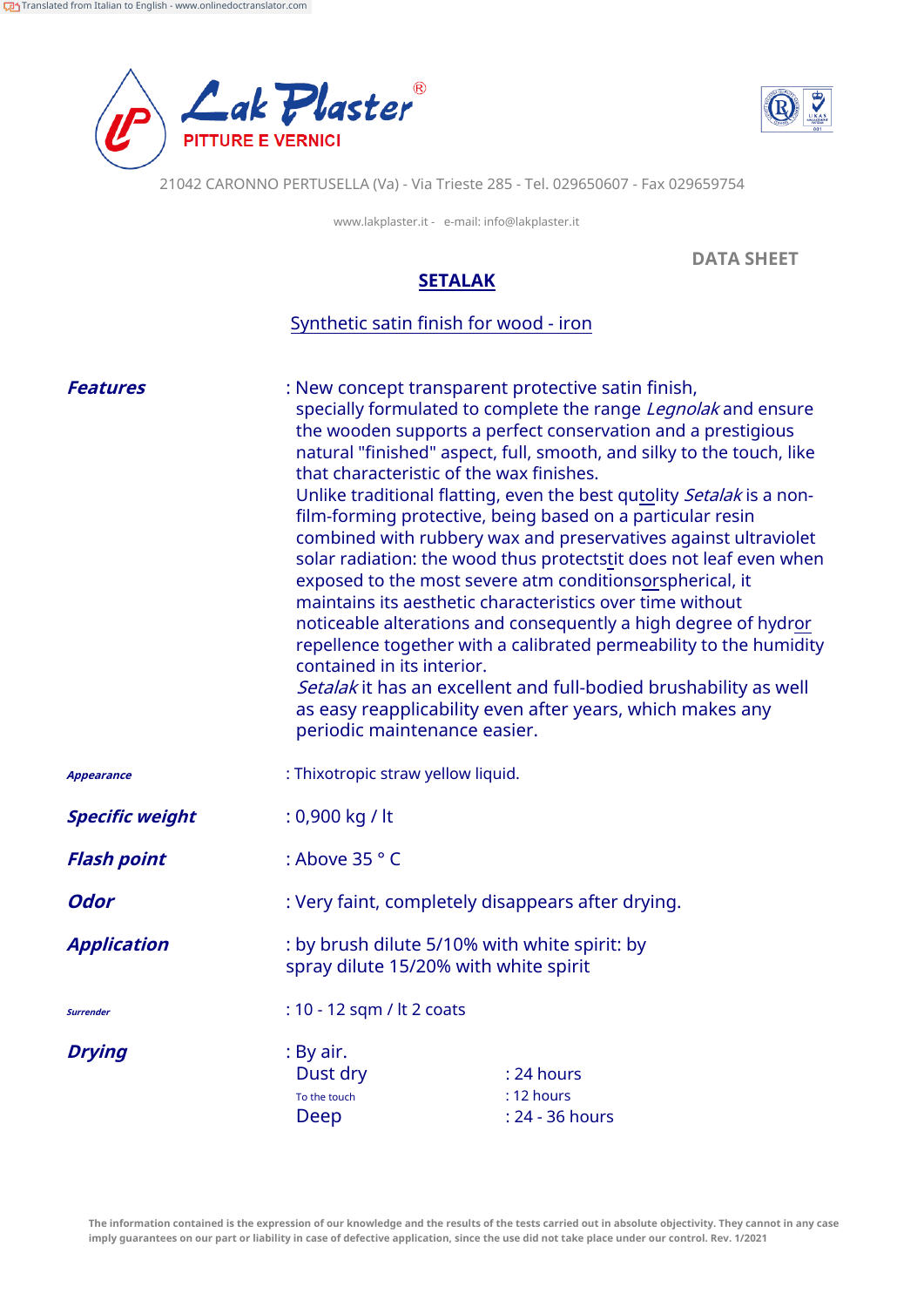Translated from Italian to English - www.onlinedoctranslator.com

**Lak Plaster®**
PITTURE E VERNICI

21042 CARONNO PERTUSELLA (Va) - Via Trieste 285 - Tel. 029650607 - Fax 029659754

www.lakplaster.it - e-mail: info@lakplaster.it

DATA SHEET

# SETALAK

## Synthetic satin finish for wood - iron

***Features***: New concept transparent protective satin finish, specially formulated to complete the range *Legnolak* and ensure the wooden supports a perfect conservation and a prestigious natural "finished" aspect, full, smooth, and silky to the touch, like that characteristic of the wax finishes.
Unlike traditional flatting, even the best qutolity *Setalak* is a non-film-forming protective, being based on a particular resin combined with rubbery wax and preservatives against ultraviolet solar radiation: the wood thus protectstit does not leaf even when exposed to the most severe atm conditionsorspherical, it maintains its aesthetic characteristics over time without noticeable alterations and consequently a high degree of hydror repellence together with a calibrated permeability to the humidity contained in its interior.
*Setalak* it has an excellent and full-bodied brushability as well as easy reapplicability even after years, which makes any periodic maintenance easier.

***Appearance***: Thixotropic straw yellow liquid.

***Specific weight***: 0,900 kg / lt

***Flash point***: Above 35 ° C

***Odor***: Very faint, completely disappears after drying.

***Application***: by brush dilute 5/10% with white spirit: by spray dilute 15/20% with white spirit

***Surrender***: 10 - 12 sqm / lt 2 coats

***Drying***: By air.

| | |
|---|---|
| Dust dry | : 24 hours |
| To the touch | : 12 hours |
| Deep | : 24 - 36 hours |

**The information contained is the expression of our knowledge and the results of the tests carried out in absolute objectivity. They cannot in any case imply guarantees on our part or liability in case of defective application, since the use did not take place under our control. Rev. 1/2021**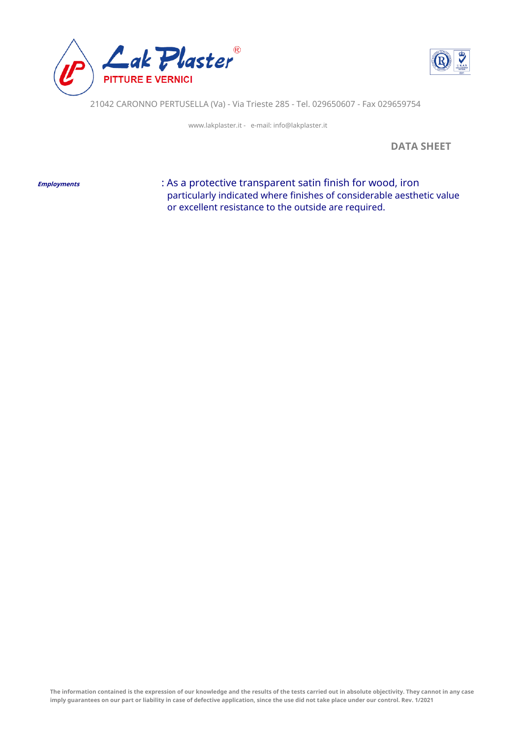**DATA SHEET**

***Employments*** : As a protective transparent satin finish for wood, iron particularly indicated where finishes of considerable aesthetic value or excellent resistance to the outside are required.

**The information contained is the expression of our knowledge and the results of the tests carried out in absolute objectivity. They cannot in any case imply guarantees on our part or liability in case of defective application, since the use did not take place under our control. Rev. 1/2021**